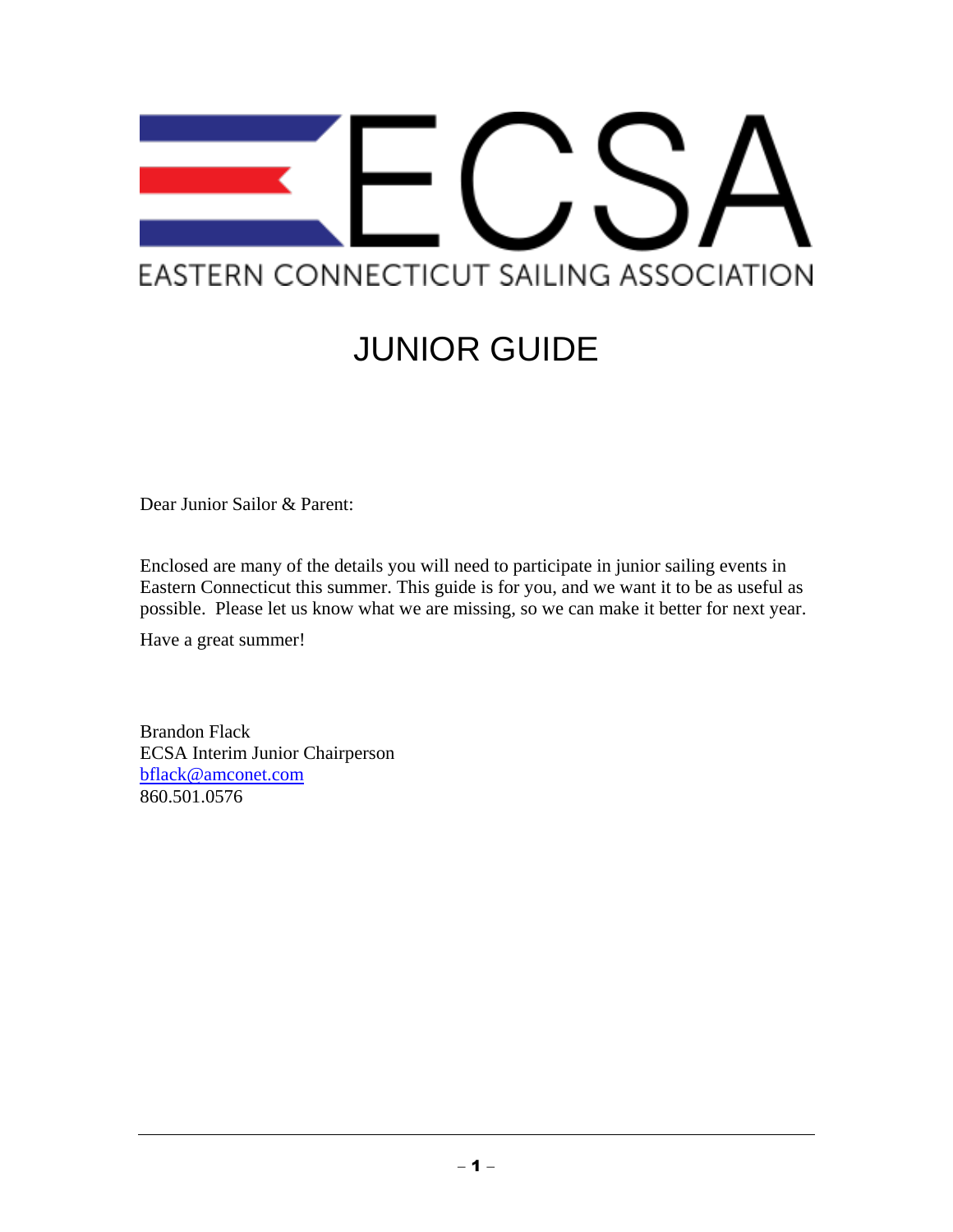# ECSA

EASTERN CONNECTICUT SAILING ASSOCIATION

## JUNIOR GUIDE

Dear Junior Sailor & Parent:

Enclosed are many of the details you will need to participate in junior sailing events in Eastern Connecticut this summer. This guide is for you, and we want it to be as useful as possible. Please let us know what we are missing, so we can make it better for next year.

Have a great summer!

Brandon Flack
ECSA Interim Junior Chairperson
bflack@amconet.com
860.501.0576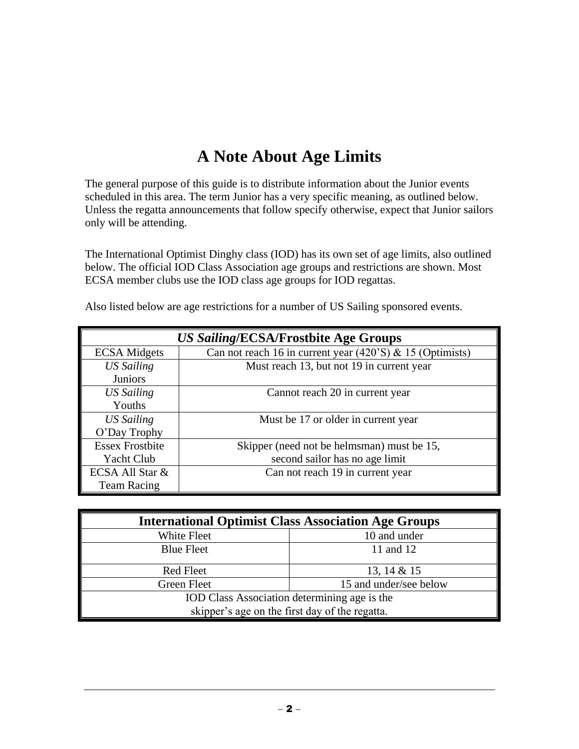# A Note About Age Limits

The general purpose of this guide is to distribute information about the Junior events scheduled in this area. The term Junior has a very specific meaning, as outlined below. Unless the regatta announcements that follow specify otherwise, expect that Junior sailors only will be attending.

The International Optimist Dinghy class (IOD) has its own set of age limits, also outlined below. The official IOD Class Association age groups and restrictions are shown. Most ECSA member clubs use the IOD class age groups for IOD regattas.

Also listed below are age restrictions for a number of US Sailing sponsored events.

| ***US Sailing*/ECSA/Frostbite Age Groups** | |
|---|---|
| ECSA Midgets | Can not reach 16 in current year (420'S) & 15 (Optimists) |
| *US Sailing* Juniors | Must reach 13, but not 19 in current year |
| *US Sailing* Youths | Cannot reach 20 in current year |
| *US Sailing* O'Day Trophy | Must be 17 or older in current year |
| Essex Frostbite Yacht Club | Skipper (need not be helmsman) must be 15, second sailor has no age limit |
| ECSA All Star & Team Racing | Can not reach 19 in current year |

| **International Optimist Class Association Age Groups** | |
|---|---|
| White Fleet | 10 and under |
| Blue Fleet | 11 and 12 |
| Red Fleet | 13, 14 & 15 |
| Green Fleet | 15 and under/see below |
| IOD Class Association determining age is the skipper's age on the first day of the regatta. | |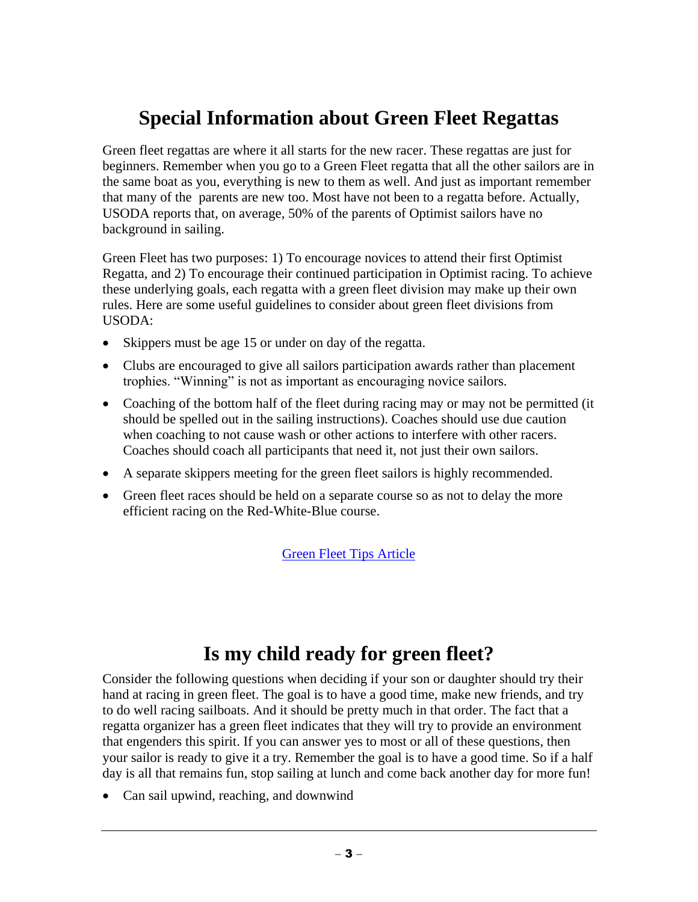# Special Information about Green Fleet Regattas

Green fleet regattas are where it all starts for the new racer. These regattas are just for beginners. Remember when you go to a Green Fleet regatta that all the other sailors are in the same boat as you, everything is new to them as well. And just as important remember that many of the parents are new too. Most have not been to a regatta before. Actually, USODA reports that, on average, 50% of the parents of Optimist sailors have no background in sailing.

Green Fleet has two purposes: 1) To encourage novices to attend their first Optimist Regatta, and 2) To encourage their continued participation in Optimist racing. To achieve these underlying goals, each regatta with a green fleet division may make up their own rules. Here are some useful guidelines to consider about green fleet divisions from USODA:

- Skippers must be age 15 or under on day of the regatta.
- Clubs are encouraged to give all sailors participation awards rather than placement trophies. "Winning" is not as important as encouraging novice sailors.
- Coaching of the bottom half of the fleet during racing may or may not be permitted (it should be spelled out in the sailing instructions). Coaches should use due caution when coaching to not cause wash or other actions to interfere with other racers. Coaches should coach all participants that need it, not just their own sailors.
- A separate skippers meeting for the green fleet sailors is highly recommended.
- Green fleet races should be held on a separate course so as not to delay the more efficient racing on the Red-White-Blue course.

Green Fleet Tips Article

# Is my child ready for green fleet?

Consider the following questions when deciding if your son or daughter should try their hand at racing in green fleet. The goal is to have a good time, make new friends, and try to do well racing sailboats. And it should be pretty much in that order. The fact that a regatta organizer has a green fleet indicates that they will try to provide an environment that engenders this spirit. If you can answer yes to most or all of these questions, then your sailor is ready to give it a try. Remember the goal is to have a good time. So if a half day is all that remains fun, stop sailing at lunch and come back another day for more fun!

- Can sail upwind, reaching, and downwind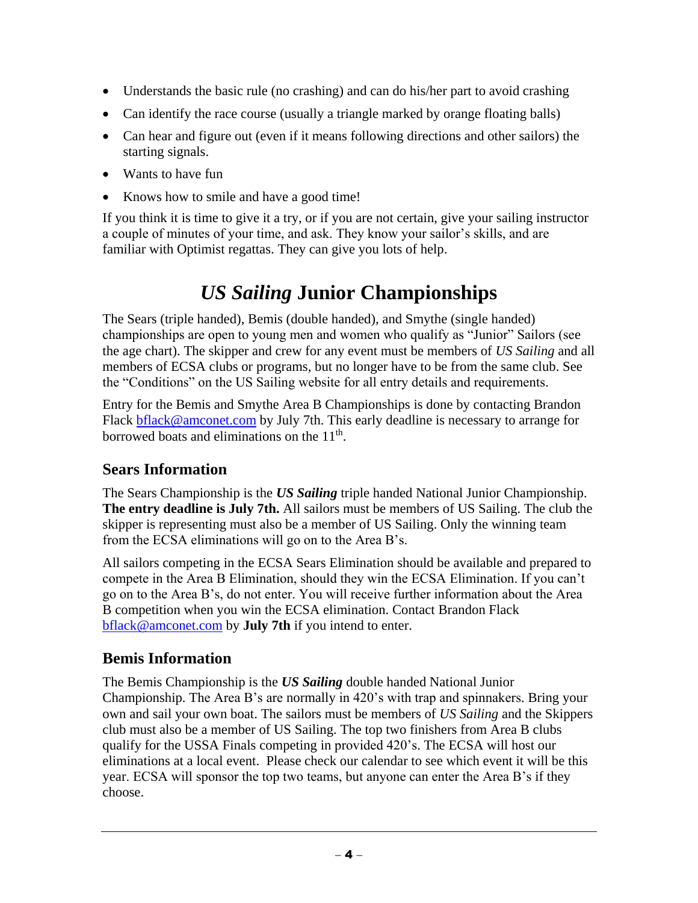- Understands the basic rule (no crashing) and can do his/her part to avoid crashing
- Can identify the race course (usually a triangle marked by orange floating balls)
- Can hear and figure out (even if it means following directions and other sailors) the starting signals.
- Wants to have fun
- Knows how to smile and have a good time!

If you think it is time to give it a try, or if you are not certain, give your sailing instructor a couple of minutes of your time, and ask. They know your sailor's skills, and are familiar with Optimist regattas. They can give you lots of help.

# *US Sailing* Junior Championships

The Sears (triple handed), Bemis (double handed), and Smythe (single handed) championships are open to young men and women who qualify as "Junior" Sailors (see the age chart). The skipper and crew for any event must be members of *US Sailing* and all members of ECSA clubs or programs, but no longer have to be from the same club. See the "Conditions" on the US Sailing website for all entry details and requirements.

Entry for the Bemis and Smythe Area B Championships is done by contacting Brandon Flack bflack@amconet.com by July 7th. This early deadline is necessary to arrange for borrowed boats and eliminations on the 11th.

## Sears Information

The Sears Championship is the ***US Sailing*** triple handed National Junior Championship. **The entry deadline is July 7th.** All sailors must be members of US Sailing. The club the skipper is representing must also be a member of US Sailing. Only the winning team from the ECSA eliminations will go on to the Area B's.

All sailors competing in the ECSA Sears Elimination should be available and prepared to compete in the Area B Elimination, should they win the ECSA Elimination. If you can't go on to the Area B's, do not enter. You will receive further information about the Area B competition when you win the ECSA elimination. Contact Brandon Flack bflack@amconet.com by **July 7th** if you intend to enter.

## Bemis Information

The Bemis Championship is the ***US Sailing*** double handed National Junior Championship. The Area B's are normally in 420's with trap and spinnakers. Bring your own and sail your own boat. The sailors must be members of *US Sailing* and the Skippers club must also be a member of US Sailing. The top two finishers from Area B clubs qualify for the USSA Finals competing in provided 420's. The ECSA will host our eliminations at a local event. Please check our calendar to see which event it will be this year. ECSA will sponsor the top two teams, but anyone can enter the Area B's if they choose.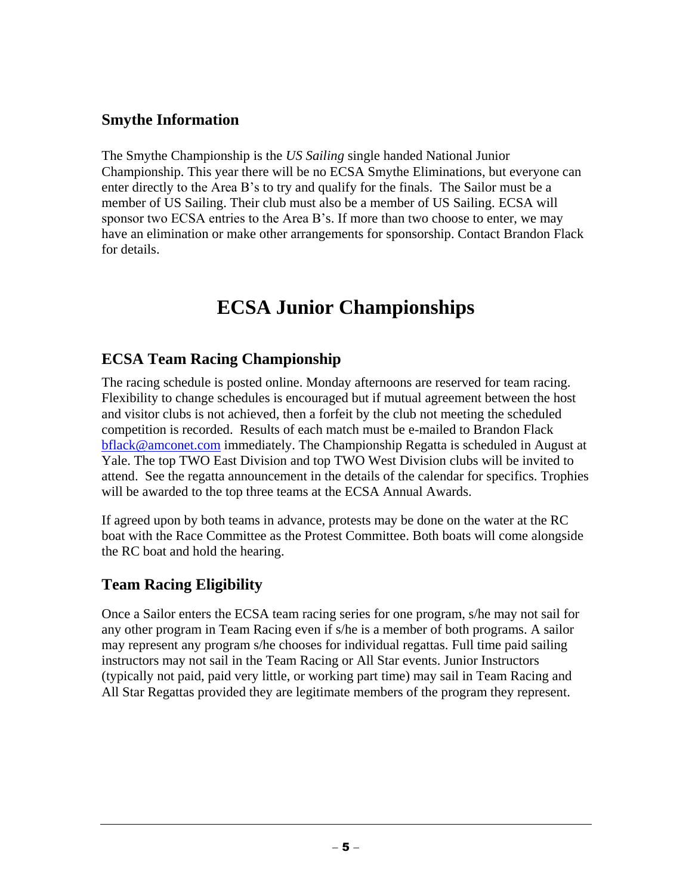## Smythe Information

The Smythe Championship is the *US Sailing* single handed National Junior Championship. This year there will be no ECSA Smythe Eliminations, but everyone can enter directly to the Area B's to try and qualify for the finals. The Sailor must be a member of US Sailing. Their club must also be a member of US Sailing. ECSA will sponsor two ECSA entries to the Area B's. If more than two choose to enter, we may have an elimination or make other arrangements for sponsorship. Contact Brandon Flack for details.

# ECSA Junior Championships

## ECSA Team Racing Championship

The racing schedule is posted online. Monday afternoons are reserved for team racing. Flexibility to change schedules is encouraged but if mutual agreement between the host and visitor clubs is not achieved, then a forfeit by the club not meeting the scheduled competition is recorded. Results of each match must be e-mailed to Brandon Flack bflack@amconet.com immediately. The Championship Regatta is scheduled in August at Yale. The top TWO East Division and top TWO West Division clubs will be invited to attend. See the regatta announcement in the details of the calendar for specifics. Trophies will be awarded to the top three teams at the ECSA Annual Awards.

If agreed upon by both teams in advance, protests may be done on the water at the RC boat with the Race Committee as the Protest Committee. Both boats will come alongside the RC boat and hold the hearing.

## Team Racing Eligibility

Once a Sailor enters the ECSA team racing series for one program, s/he may not sail for any other program in Team Racing even if s/he is a member of both programs. A sailor may represent any program s/he chooses for individual regattas. Full time paid sailing instructors may not sail in the Team Racing or All Star events. Junior Instructors (typically not paid, paid very little, or working part time) may sail in Team Racing and All Star Regattas provided they are legitimate members of the program they represent.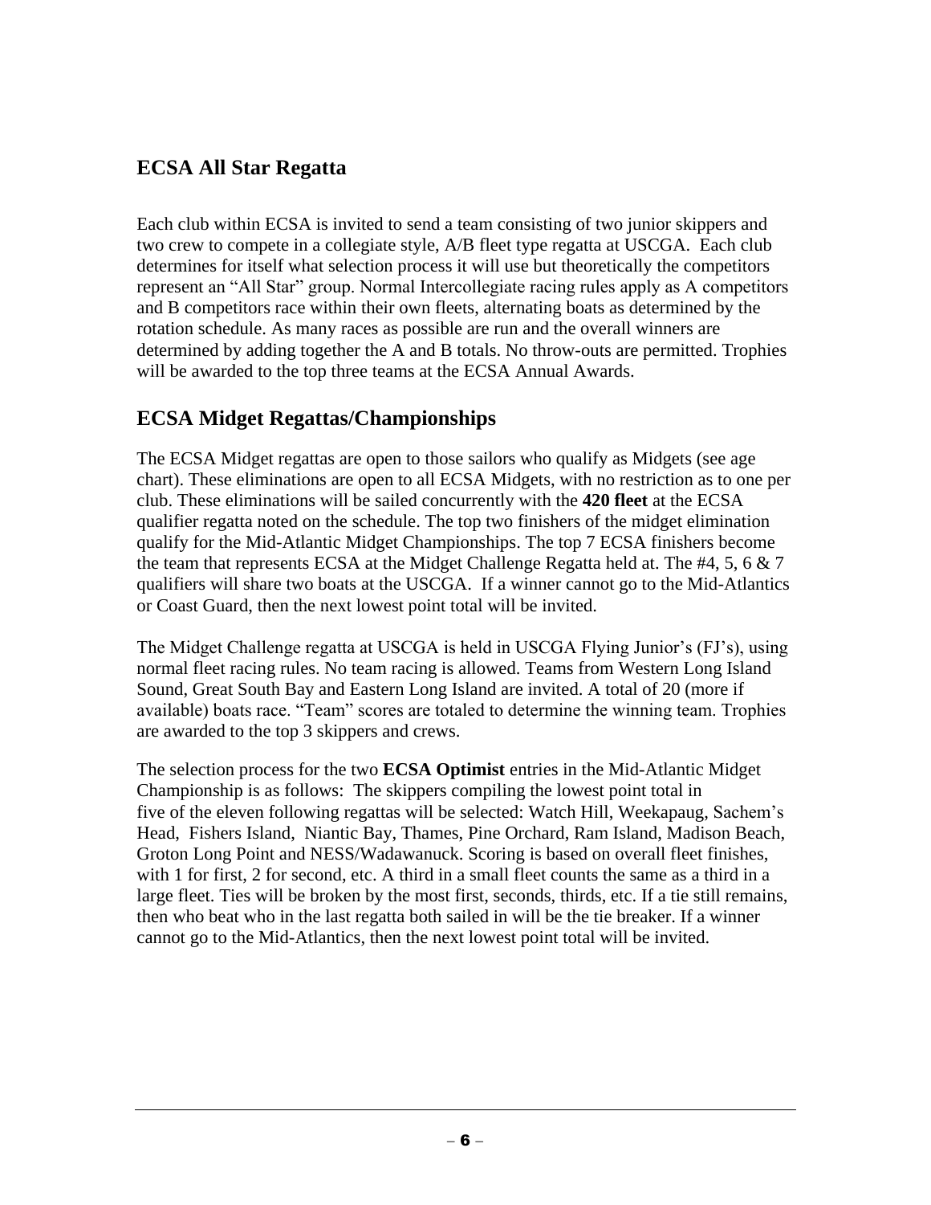## ECSA All Star Regatta

Each club within ECSA is invited to send a team consisting of two junior skippers and two crew to compete in a collegiate style, A/B fleet type regatta at USCGA. Each club determines for itself what selection process it will use but theoretically the competitors represent an "All Star" group. Normal Intercollegiate racing rules apply as A competitors and B competitors race within their own fleets, alternating boats as determined by the rotation schedule. As many races as possible are run and the overall winners are determined by adding together the A and B totals. No throw-outs are permitted. Trophies will be awarded to the top three teams at the ECSA Annual Awards.

## ECSA Midget Regattas/Championships

The ECSA Midget regattas are open to those sailors who qualify as Midgets (see age chart). These eliminations are open to all ECSA Midgets, with no restriction as to one per club. These eliminations will be sailed concurrently with the **420 fleet** at the ECSA qualifier regatta noted on the schedule. The top two finishers of the midget elimination qualify for the Mid-Atlantic Midget Championships. The top 7 ECSA finishers become the team that represents ECSA at the Midget Challenge Regatta held at. The #4, 5, 6 & 7 qualifiers will share two boats at the USCGA. If a winner cannot go to the Mid-Atlantics or Coast Guard, then the next lowest point total will be invited.

The Midget Challenge regatta at USCGA is held in USCGA Flying Junior's (FJ's), using normal fleet racing rules. No team racing is allowed. Teams from Western Long Island Sound, Great South Bay and Eastern Long Island are invited. A total of 20 (more if available) boats race. "Team" scores are totaled to determine the winning team. Trophies are awarded to the top 3 skippers and crews.

The selection process for the two **ECSA Optimist** entries in the Mid-Atlantic Midget Championship is as follows: The skippers compiling the lowest point total in five of the eleven following regattas will be selected: Watch Hill, Weekapaug, Sachem's Head, Fishers Island, Niantic Bay, Thames, Pine Orchard, Ram Island, Madison Beach, Groton Long Point and NESS/Wadawanuck. Scoring is based on overall fleet finishes, with 1 for first, 2 for second, etc. A third in a small fleet counts the same as a third in a large fleet. Ties will be broken by the most first, seconds, thirds, etc. If a tie still remains, then who beat who in the last regatta both sailed in will be the tie breaker. If a winner cannot go to the Mid-Atlantics, then the next lowest point total will be invited.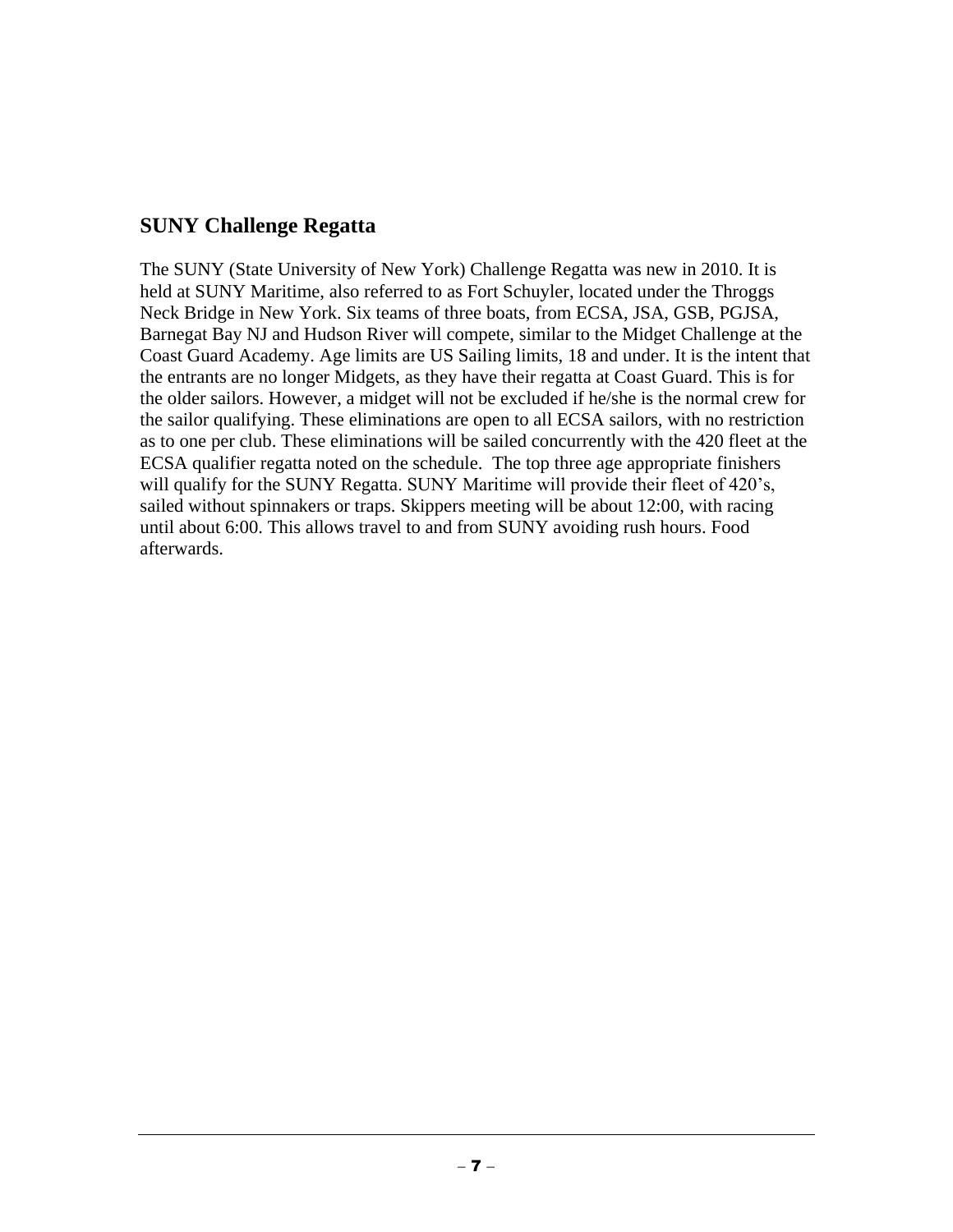## SUNY Challenge Regatta

The SUNY (State University of New York) Challenge Regatta was new in 2010. It is held at SUNY Maritime, also referred to as Fort Schuyler, located under the Throggs Neck Bridge in New York. Six teams of three boats, from ECSA, JSA, GSB, PGJSA, Barnegat Bay NJ and Hudson River will compete, similar to the Midget Challenge at the Coast Guard Academy. Age limits are US Sailing limits, 18 and under. It is the intent that the entrants are no longer Midgets, as they have their regatta at Coast Guard. This is for the older sailors. However, a midget will not be excluded if he/she is the normal crew for the sailor qualifying. These eliminations are open to all ECSA sailors, with no restriction as to one per club. These eliminations will be sailed concurrently with the 420 fleet at the ECSA qualifier regatta noted on the schedule. The top three age appropriate finishers will qualify for the SUNY Regatta. SUNY Maritime will provide their fleet of 420's, sailed without spinnakers or traps. Skippers meeting will be about 12:00, with racing until about 6:00. This allows travel to and from SUNY avoiding rush hours. Food afterwards.